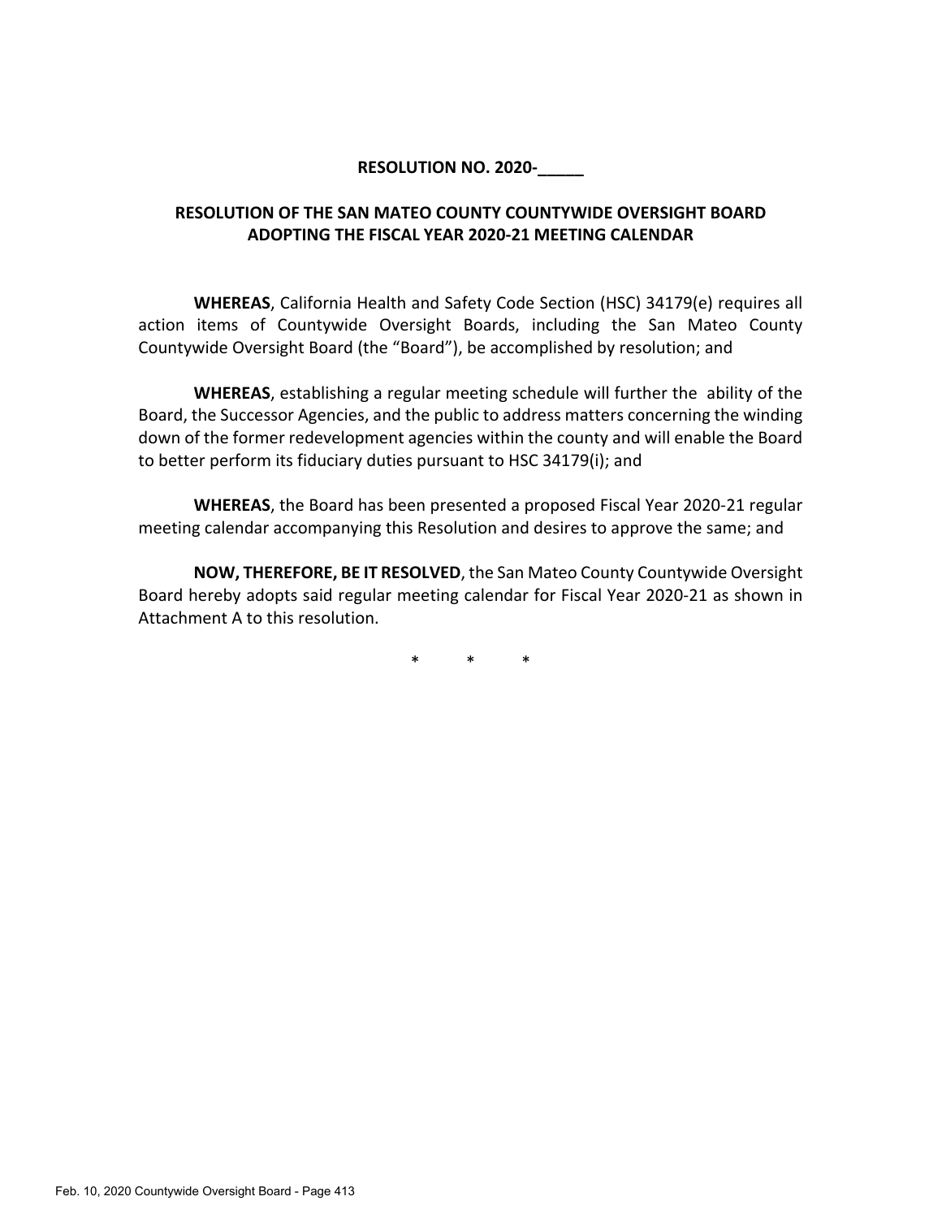**RESOLUTION NO. 2020-\_\_\_\_\_**

**RESOLUTION OF THE SAN MATEO COUNTY COUNTYWIDE OVERSIGHT BOARD ADOPTING THE FISCAL YEAR 2020-21 MEETING CALENDAR**

**WHEREAS**, California Health and Safety Code Section (HSC) 34179(e) requires all action items of Countywide Oversight Boards, including the San Mateo County Countywide Oversight Board (the "Board"), be accomplished by resolution; and

**WHEREAS**, establishing a regular meeting schedule will further the ability of the Board, the Successor Agencies, and the public to address matters concerning the winding down of the former redevelopment agencies within the county and will enable the Board to better perform its fiduciary duties pursuant to HSC 34179(i); and

**WHEREAS**, the Board has been presented a proposed Fiscal Year 2020-21 regular meeting calendar accompanying this Resolution and desires to approve the same; and

**NOW, THEREFORE, BE IT RESOLVED**, the San Mateo County Countywide Oversight Board hereby adopts said regular meeting calendar for Fiscal Year 2020-21 as shown in Attachment A to this resolution.

\* \* \*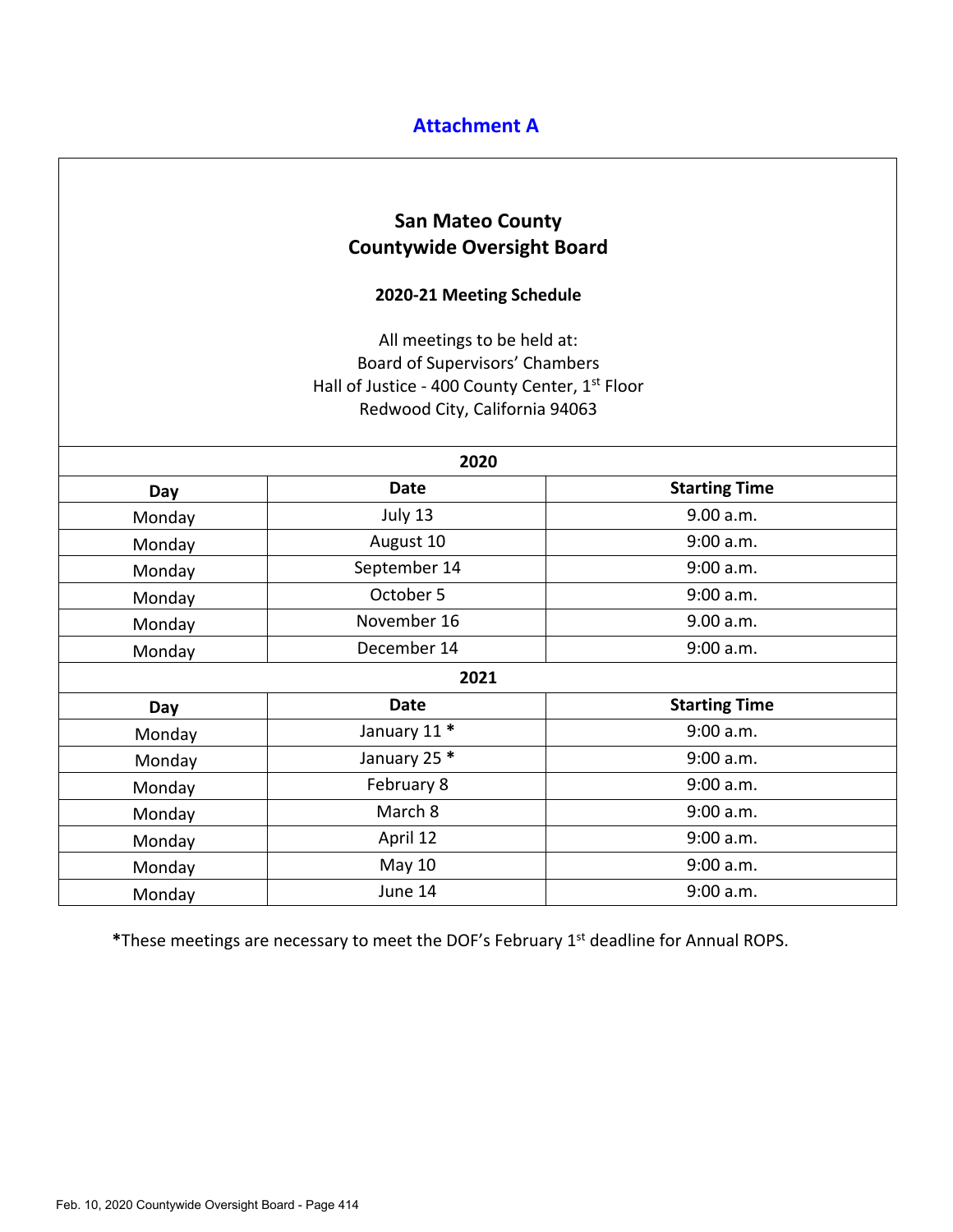## Attachment A

### San Mateo County
### Countywide Oversight Board

**2020-21 Meeting Schedule**

All meetings to be held at:
Board of Supervisors' Chambers
Hall of Justice - 400 County Center, 1st Floor
Redwood City, California 94063

| **2020** | | |
|---|---|---|
| **Day** | **Date** | **Starting Time** |
| Monday | July 13 | 9.00 a.m. |
| Monday | August 10 | 9:00 a.m. |
| Monday | September 14 | 9:00 a.m. |
| Monday | October 5 | 9:00 a.m. |
| Monday | November 16 | 9.00 a.m. |
| Monday | December 14 | 9:00 a.m. |
| **2021** | | |
| **Day** | **Date** | **Starting Time** |
| Monday | January 11 * | 9:00 a.m. |
| Monday | January 25 * | 9:00 a.m. |
| Monday | February 8 | 9:00 a.m. |
| Monday | March 8 | 9:00 a.m. |
| Monday | April 12 | 9:00 a.m. |
| Monday | May 10 | 9:00 a.m. |
| Monday | June 14 | 9:00 a.m. |

***These meetings are necessary to meet the DOF's February 1st deadline for Annual ROPS.